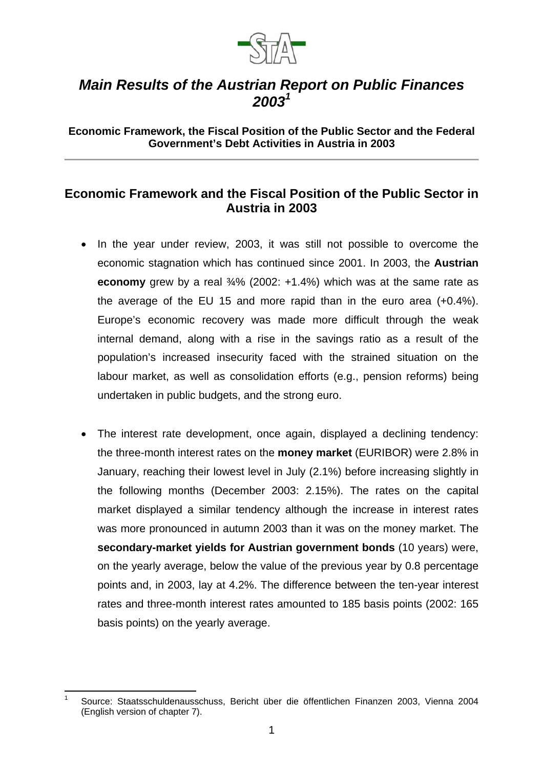# *Main Results of the Austrian Report on Public Finances 2003*[1]

**Economic Framework, the Fiscal Position of the Public Sector and the Federal Government's Debt Activities in Austria in 2003**

## Economic Framework and the Fiscal Position of the Public Sector in Austria in 2003

- In the year under review, 2003, it was still not possible to overcome the economic stagnation which has continued since 2001. In 2003, the **Austrian economy** grew by a real ¾% (2002: +1.4%) which was at the same rate as the average of the EU 15 and more rapid than in the euro area (+0.4%). Europe's economic recovery was made more difficult through the weak internal demand, along with a rise in the savings ratio as a result of the population's increased insecurity faced with the strained situation on the labour market, as well as consolidation efforts (e.g., pension reforms) being undertaken in public budgets, and the strong euro.

- The interest rate development, once again, displayed a declining tendency: the three-month interest rates on the **money market** (EURIBOR) were 2.8% in January, reaching their lowest level in July (2.1%) before increasing slightly in the following months (December 2003: 2.15%). The rates on the capital market displayed a similar tendency although the increase in interest rates was more pronounced in autumn 2003 than it was on the money market. The **secondary-market yields for Austrian government bonds** (10 years) were, on the yearly average, below the value of the previous year by 0.8 percentage points and, in 2003, lay at 4.2%. The difference between the ten-year interest rates and three-month interest rates amounted to 185 basis points (2002: 165 basis points) on the yearly average.

---

[1] Source: Staatsschuldenausschuss, Bericht über die öffentlichen Finanzen 2003, Vienna 2004 (English version of chapter 7).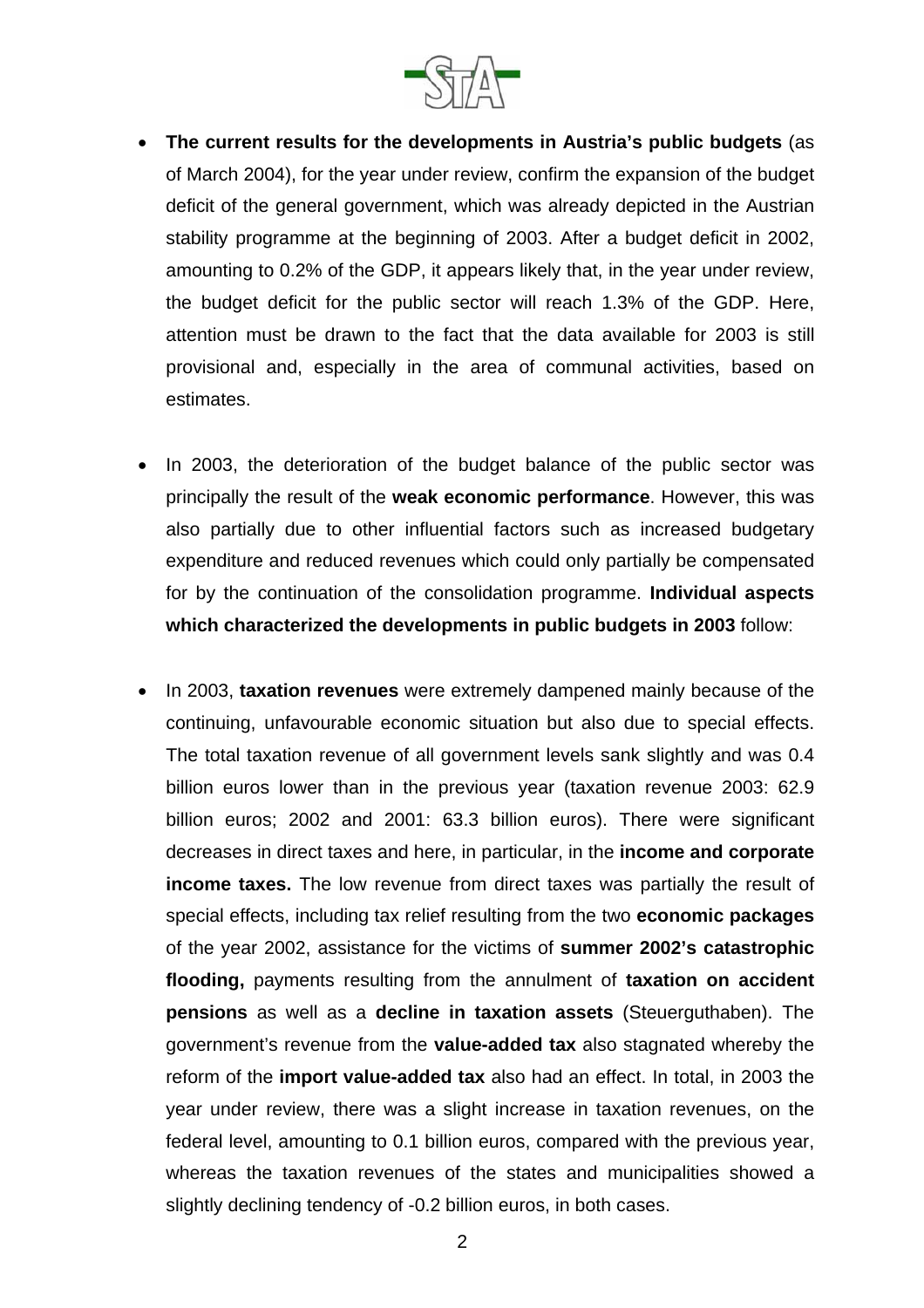- **The current results for the developments in Austria's public budgets** (as of March 2004), for the year under review, confirm the expansion of the budget deficit of the general government, which was already depicted in the Austrian stability programme at the beginning of 2003. After a budget deficit in 2002, amounting to 0.2% of the GDP, it appears likely that, in the year under review, the budget deficit for the public sector will reach 1.3% of the GDP. Here, attention must be drawn to the fact that the data available for 2003 is still provisional and, especially in the area of communal activities, based on estimates.

- In 2003, the deterioration of the budget balance of the public sector was principally the result of the **weak economic performance**. However, this was also partially due to other influential factors such as increased budgetary expenditure and reduced revenues which could only partially be compensated for by the continuation of the consolidation programme. **Individual aspects which characterized the developments in public budgets in 2003** follow:

- In 2003, **taxation revenues** were extremely dampened mainly because of the continuing, unfavourable economic situation but also due to special effects. The total taxation revenue of all government levels sank slightly and was 0.4 billion euros lower than in the previous year (taxation revenue 2003: 62.9 billion euros; 2002 and 2001: 63.3 billion euros). There were significant decreases in direct taxes and here, in particular, in the **income and corporate income taxes.** The low revenue from direct taxes was partially the result of special effects, including tax relief resulting from the two **economic packages** of the year 2002, assistance for the victims of **summer 2002's catastrophic flooding,** payments resulting from the annulment of **taxation on accident pensions** as well as a **decline in taxation assets** (Steuerguthaben). The government's revenue from the **value-added tax** also stagnated whereby the reform of the **import value-added tax** also had an effect. In total, in 2003 the year under review, there was a slight increase in taxation revenues, on the federal level, amounting to 0.1 billion euros, compared with the previous year, whereas the taxation revenues of the states and municipalities showed a slightly declining tendency of -0.2 billion euros, in both cases.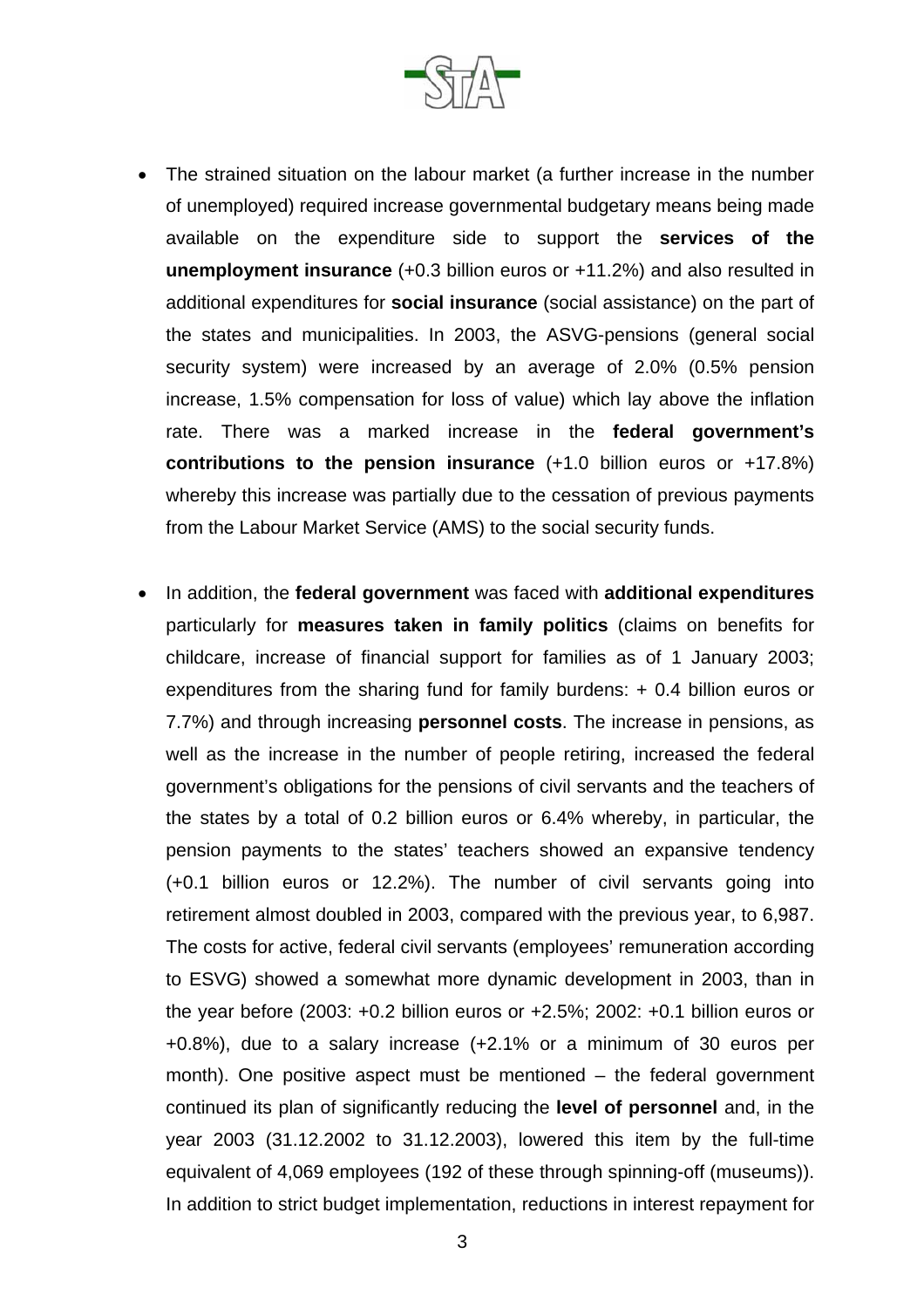- The strained situation on the labour market (a further increase in the number of unemployed) required increase governmental budgetary means being made available on the expenditure side to support the **services of the unemployment insurance** (+0.3 billion euros or +11.2%) and also resulted in additional expenditures for **social insurance** (social assistance) on the part of the states and municipalities. In 2003, the ASVG-pensions (general social security system) were increased by an average of 2.0% (0.5% pension increase, 1.5% compensation for loss of value) which lay above the inflation rate. There was a marked increase in the **federal government's contributions to the pension insurance** (+1.0 billion euros or +17.8%) whereby this increase was partially due to the cessation of previous payments from the Labour Market Service (AMS) to the social security funds.

- In addition, the **federal government** was faced with **additional expenditures** particularly for **measures taken in family politics** (claims on benefits for childcare, increase of financial support for families as of 1 January 2003; expenditures from the sharing fund for family burdens: + 0.4 billion euros or 7.7%) and through increasing **personnel costs**. The increase in pensions, as well as the increase in the number of people retiring, increased the federal government's obligations for the pensions of civil servants and the teachers of the states by a total of 0.2 billion euros or 6.4% whereby, in particular, the pension payments to the states' teachers showed an expansive tendency (+0.1 billion euros or 12.2%). The number of civil servants going into retirement almost doubled in 2003, compared with the previous year, to 6,987. The costs for active, federal civil servants (employees' remuneration according to ESVG) showed a somewhat more dynamic development in 2003, than in the year before (2003: +0.2 billion euros or +2.5%; 2002: +0.1 billion euros or +0.8%), due to a salary increase (+2.1% or a minimum of 30 euros per month). One positive aspect must be mentioned – the federal government continued its plan of significantly reducing the **level of personnel** and, in the year 2003 (31.12.2002 to 31.12.2003), lowered this item by the full-time equivalent of 4,069 employees (192 of these through spinning-off (museums)). In addition to strict budget implementation, reductions in interest repayment for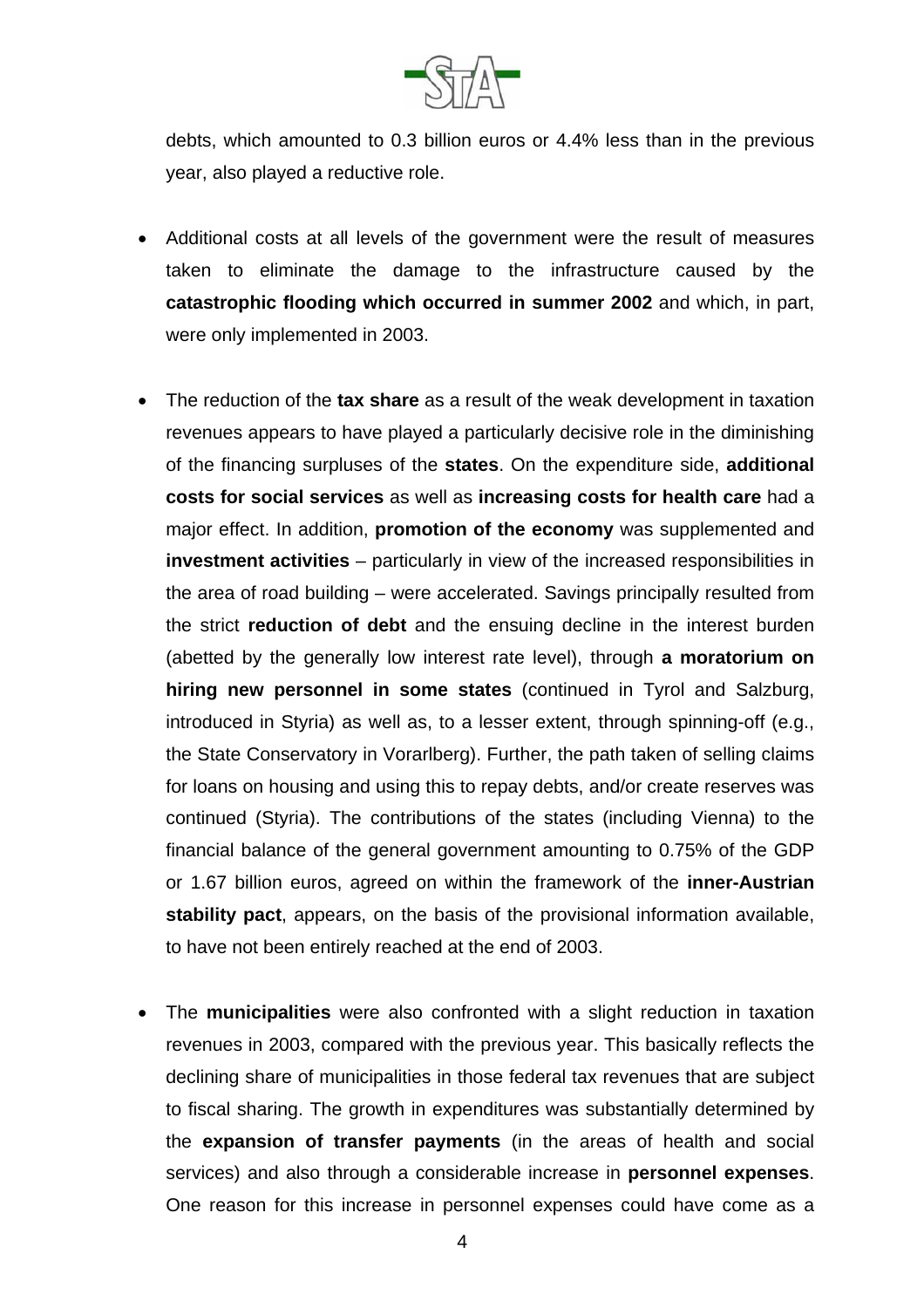debts, which amounted to 0.3 billion euros or 4.4% less than in the previous year, also played a reductive role.

- Additional costs at all levels of the government were the result of measures taken to eliminate the damage to the infrastructure caused by the **catastrophic flooding which occurred in summer 2002** and which, in part, were only implemented in 2003.

- The reduction of the **tax share** as a result of the weak development in taxation revenues appears to have played a particularly decisive role in the diminishing of the financing surpluses of the **states**. On the expenditure side, **additional costs for social services** as well as **increasing costs for health care** had a major effect. In addition, **promotion of the economy** was supplemented and **investment activities** – particularly in view of the increased responsibilities in the area of road building – were accelerated. Savings principally resulted from the strict **reduction of debt** and the ensuing decline in the interest burden (abetted by the generally low interest rate level), through **a moratorium on hiring new personnel in some states** (continued in Tyrol and Salzburg, introduced in Styria) as well as, to a lesser extent, through spinning-off (e.g., the State Conservatory in Vorarlberg). Further, the path taken of selling claims for loans on housing and using this to repay debts, and/or create reserves was continued (Styria). The contributions of the states (including Vienna) to the financial balance of the general government amounting to 0.75% of the GDP or 1.67 billion euros, agreed on within the framework of the **inner-Austrian stability pact**, appears, on the basis of the provisional information available, to have not been entirely reached at the end of 2003.

- The **municipalities** were also confronted with a slight reduction in taxation revenues in 2003, compared with the previous year. This basically reflects the declining share of municipalities in those federal tax revenues that are subject to fiscal sharing. The growth in expenditures was substantially determined by the **expansion of transfer payments** (in the areas of health and social services) and also through a considerable increase in **personnel expenses**. One reason for this increase in personnel expenses could have come as a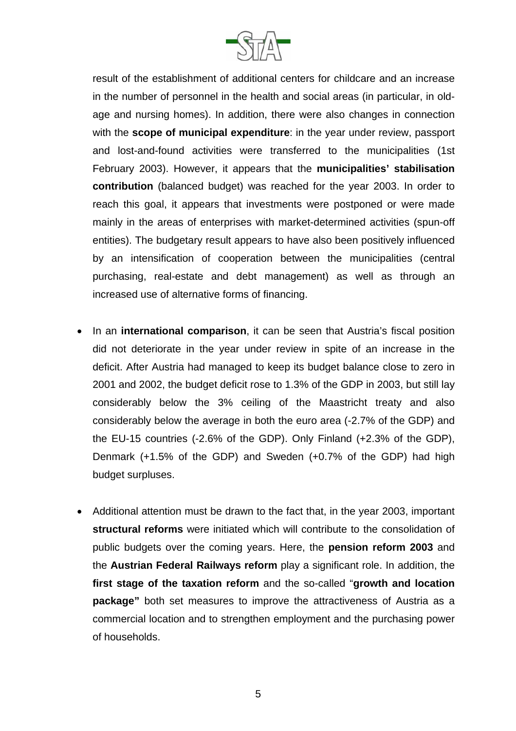result of the establishment of additional centers for childcare and an increase in the number of personnel in the health and social areas (in particular, in old-age and nursing homes). In addition, there were also changes in connection with the **scope of municipal expenditure**: in the year under review, passport and lost-and-found activities were transferred to the municipalities (1st February 2003). However, it appears that the **municipalities' stabilisation contribution** (balanced budget) was reached for the year 2003. In order to reach this goal, it appears that investments were postponed or were made mainly in the areas of enterprises with market-determined activities (spun-off entities). The budgetary result appears to have also been positively influenced by an intensification of cooperation between the municipalities (central purchasing, real-estate and debt management) as well as through an increased use of alternative forms of financing.

- In an **international comparison**, it can be seen that Austria's fiscal position did not deteriorate in the year under review in spite of an increase in the deficit. After Austria had managed to keep its budget balance close to zero in 2001 and 2002, the budget deficit rose to 1.3% of the GDP in 2003, but still lay considerably below the 3% ceiling of the Maastricht treaty and also considerably below the average in both the euro area (-2.7% of the GDP) and the EU-15 countries (-2.6% of the GDP). Only Finland (+2.3% of the GDP), Denmark (+1.5% of the GDP) and Sweden (+0.7% of the GDP) had high budget surpluses.

- Additional attention must be drawn to the fact that, in the year 2003, important **structural reforms** were initiated which will contribute to the consolidation of public budgets over the coming years. Here, the **pension reform 2003** and the **Austrian Federal Railways reform** play a significant role. In addition, the **first stage of the taxation reform** and the so-called "**growth and location package"** both set measures to improve the attractiveness of Austria as a commercial location and to strengthen employment and the purchasing power of households.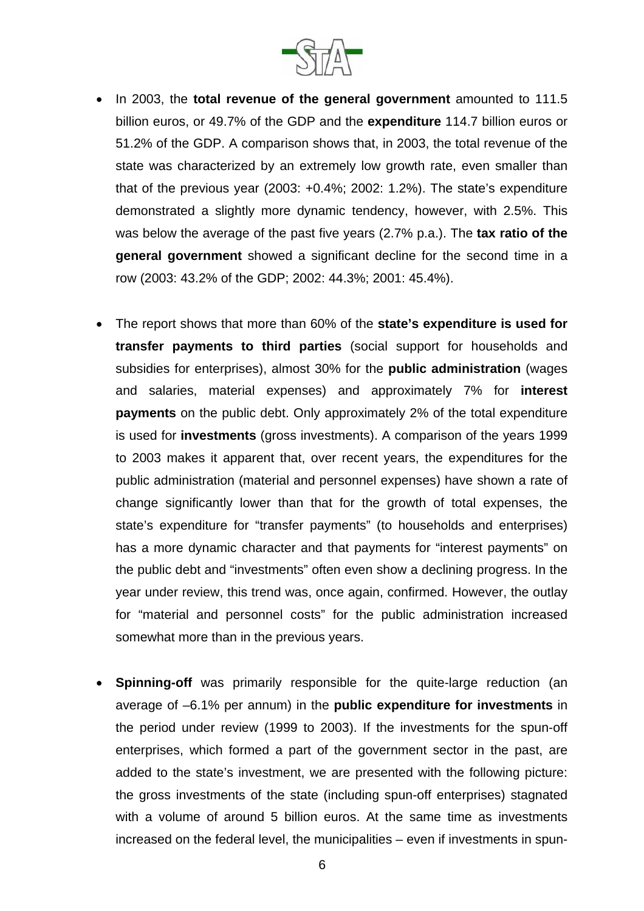- In 2003, the **total revenue of the general government** amounted to 111.5 billion euros, or 49.7% of the GDP and the **expenditure** 114.7 billion euros or 51.2% of the GDP. A comparison shows that, in 2003, the total revenue of the state was characterized by an extremely low growth rate, even smaller than that of the previous year (2003: +0.4%; 2002: 1.2%). The state's expenditure demonstrated a slightly more dynamic tendency, however, with 2.5%. This was below the average of the past five years (2.7% p.a.). The **tax ratio of the general government** showed a significant decline for the second time in a row (2003: 43.2% of the GDP; 2002: 44.3%; 2001: 45.4%).

- The report shows that more than 60% of the **state's expenditure is used for transfer payments to third parties** (social support for households and subsidies for enterprises), almost 30% for the **public administration** (wages and salaries, material expenses) and approximately 7% for **interest payments** on the public debt. Only approximately 2% of the total expenditure is used for **investments** (gross investments). A comparison of the years 1999 to 2003 makes it apparent that, over recent years, the expenditures for the public administration (material and personnel expenses) have shown a rate of change significantly lower than that for the growth of total expenses, the state's expenditure for "transfer payments" (to households and enterprises) has a more dynamic character and that payments for "interest payments" on the public debt and "investments" often even show a declining progress. In the year under review, this trend was, once again, confirmed. However, the outlay for "material and personnel costs" for the public administration increased somewhat more than in the previous years.

- **Spinning-off** was primarily responsible for the quite-large reduction (an average of –6.1% per annum) in the **public expenditure for investments** in the period under review (1999 to 2003). If the investments for the spun-off enterprises, which formed a part of the government sector in the past, are added to the state's investment, we are presented with the following picture: the gross investments of the state (including spun-off enterprises) stagnated with a volume of around 5 billion euros. At the same time as investments increased on the federal level, the municipalities – even if investments in spun-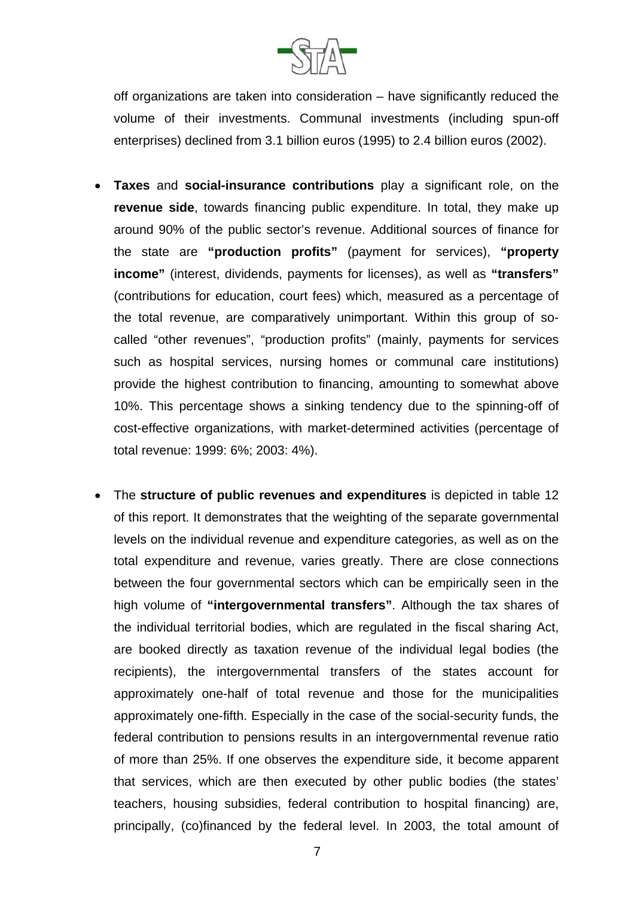off organizations are taken into consideration – have significantly reduced the volume of their investments. Communal investments (including spun-off enterprises) declined from 3.1 billion euros (1995) to 2.4 billion euros (2002).

- **Taxes** and **social-insurance contributions** play a significant role, on the **revenue side**, towards financing public expenditure. In total, they make up around 90% of the public sector's revenue. Additional sources of finance for the state are **"production profits"** (payment for services), **"property income"** (interest, dividends, payments for licenses), as well as **"transfers"** (contributions for education, court fees) which, measured as a percentage of the total revenue, are comparatively unimportant. Within this group of so-called "other revenues", "production profits" (mainly, payments for services such as hospital services, nursing homes or communal care institutions) provide the highest contribution to financing, amounting to somewhat above 10%. This percentage shows a sinking tendency due to the spinning-off of cost-effective organizations, with market-determined activities (percentage of total revenue: 1999: 6%; 2003: 4%).

- The **structure of public revenues and expenditures** is depicted in table 12 of this report. It demonstrates that the weighting of the separate governmental levels on the individual revenue and expenditure categories, as well as on the total expenditure and revenue, varies greatly. There are close connections between the four governmental sectors which can be empirically seen in the high volume of **"intergovernmental transfers"**. Although the tax shares of the individual territorial bodies, which are regulated in the fiscal sharing Act, are booked directly as taxation revenue of the individual legal bodies (the recipients), the intergovernmental transfers of the states account for approximately one-half of total revenue and those for the municipalities approximately one-fifth. Especially in the case of the social-security funds, the federal contribution to pensions results in an intergovernmental revenue ratio of more than 25%. If one observes the expenditure side, it become apparent that services, which are then executed by other public bodies (the states' teachers, housing subsidies, federal contribution to hospital financing) are, principally, (co)financed by the federal level. In 2003, the total amount of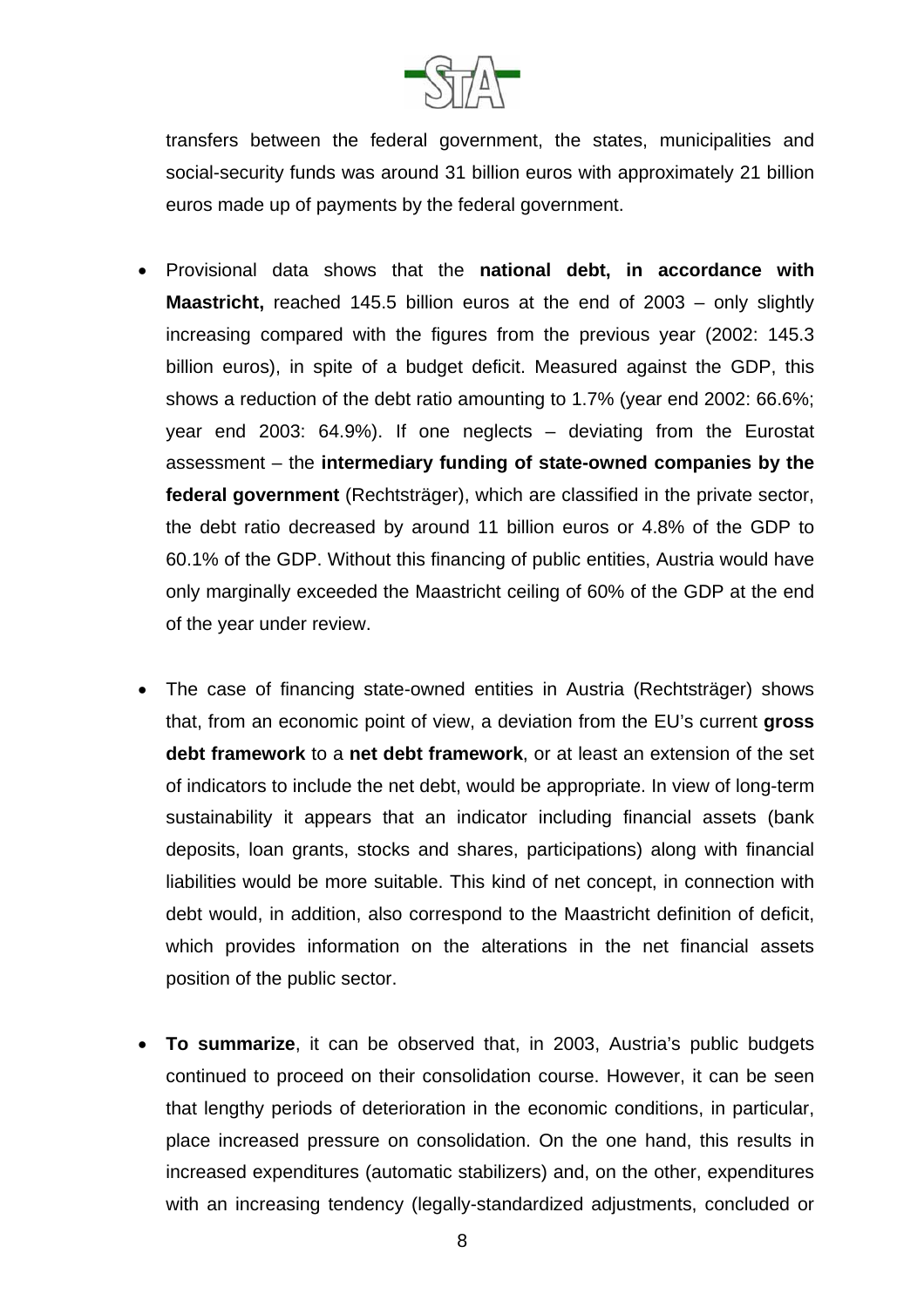transfers between the federal government, the states, municipalities and social-security funds was around 31 billion euros with approximately 21 billion euros made up of payments by the federal government.

- Provisional data shows that the **national debt, in accordance with Maastricht,** reached 145.5 billion euros at the end of 2003 – only slightly increasing compared with the figures from the previous year (2002: 145.3 billion euros), in spite of a budget deficit. Measured against the GDP, this shows a reduction of the debt ratio amounting to 1.7% (year end 2002: 66.6%; year end 2003: 64.9%). If one neglects – deviating from the Eurostat assessment – the **intermediary funding of state-owned companies by the federal government** (Rechtsträger), which are classified in the private sector, the debt ratio decreased by around 11 billion euros or 4.8% of the GDP to 60.1% of the GDP. Without this financing of public entities, Austria would have only marginally exceeded the Maastricht ceiling of 60% of the GDP at the end of the year under review.

- The case of financing state-owned entities in Austria (Rechtsträger) shows that, from an economic point of view, a deviation from the EU's current **gross debt framework** to a **net debt framework**, or at least an extension of the set of indicators to include the net debt, would be appropriate. In view of long-term sustainability it appears that an indicator including financial assets (bank deposits, loan grants, stocks and shares, participations) along with financial liabilities would be more suitable. This kind of net concept, in connection with debt would, in addition, also correspond to the Maastricht definition of deficit, which provides information on the alterations in the net financial assets position of the public sector.

- **To summarize**, it can be observed that, in 2003, Austria's public budgets continued to proceed on their consolidation course. However, it can be seen that lengthy periods of deterioration in the economic conditions, in particular, place increased pressure on consolidation. On the one hand, this results in increased expenditures (automatic stabilizers) and, on the other, expenditures with an increasing tendency (legally-standardized adjustments, concluded or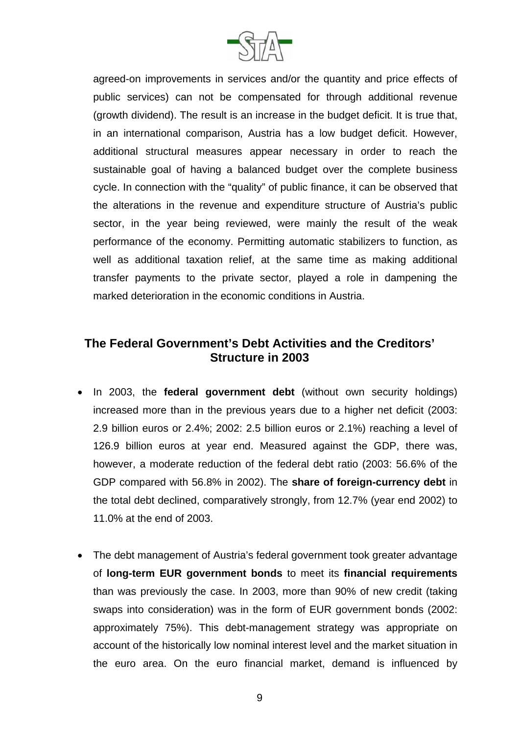agreed-on improvements in services and/or the quantity and price effects of public services) can not be compensated for through additional revenue (growth dividend). The result is an increase in the budget deficit. It is true that, in an international comparison, Austria has a low budget deficit. However, additional structural measures appear necessary in order to reach the sustainable goal of having a balanced budget over the complete business cycle. In connection with the "quality" of public finance, it can be observed that the alterations in the revenue and expenditure structure of Austria's public sector, in the year being reviewed, were mainly the result of the weak performance of the economy. Permitting automatic stabilizers to function, as well as additional taxation relief, at the same time as making additional transfer payments to the private sector, played a role in dampening the marked deterioration in the economic conditions in Austria.

## The Federal Government's Debt Activities and the Creditors' Structure in 2003

- In 2003, the **federal government debt** (without own security holdings) increased more than in the previous years due to a higher net deficit (2003: 2.9 billion euros or 2.4%; 2002: 2.5 billion euros or 2.1%) reaching a level of 126.9 billion euros at year end. Measured against the GDP, there was, however, a moderate reduction of the federal debt ratio (2003: 56.6% of the GDP compared with 56.8% in 2002). The **share of foreign-currency debt** in the total debt declined, comparatively strongly, from 12.7% (year end 2002) to 11.0% at the end of 2003.

- The debt management of Austria's federal government took greater advantage of **long-term EUR government bonds** to meet its **financial requirements** than was previously the case. In 2003, more than 90% of new credit (taking swaps into consideration) was in the form of EUR government bonds (2002: approximately 75%). This debt-management strategy was appropriate on account of the historically low nominal interest level and the market situation in the euro area. On the euro financial market, demand is influenced by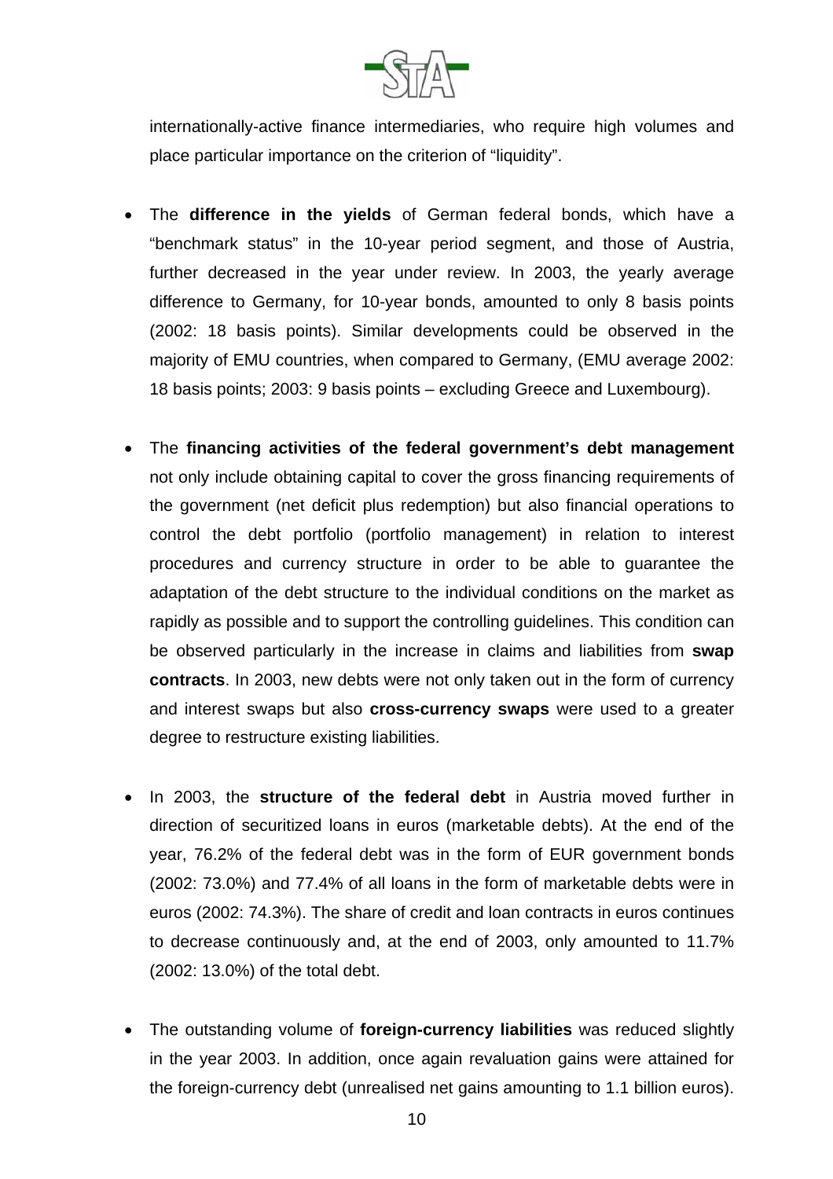internationally-active finance intermediaries, who require high volumes and place particular importance on the criterion of "liquidity".

- The **difference in the yields** of German federal bonds, which have a "benchmark status" in the 10-year period segment, and those of Austria, further decreased in the year under review. In 2003, the yearly average difference to Germany, for 10-year bonds, amounted to only 8 basis points (2002: 18 basis points). Similar developments could be observed in the majority of EMU countries, when compared to Germany, (EMU average 2002: 18 basis points; 2003: 9 basis points – excluding Greece and Luxembourg).

- The **financing activities of the federal government's debt management** not only include obtaining capital to cover the gross financing requirements of the government (net deficit plus redemption) but also financial operations to control the debt portfolio (portfolio management) in relation to interest procedures and currency structure in order to be able to guarantee the adaptation of the debt structure to the individual conditions on the market as rapidly as possible and to support the controlling guidelines. This condition can be observed particularly in the increase in claims and liabilities from **swap contracts**. In 2003, new debts were not only taken out in the form of currency and interest swaps but also **cross-currency swaps** were used to a greater degree to restructure existing liabilities.

- In 2003, the **structure of the federal debt** in Austria moved further in direction of securitized loans in euros (marketable debts). At the end of the year, 76.2% of the federal debt was in the form of EUR government bonds (2002: 73.0%) and 77.4% of all loans in the form of marketable debts were in euros (2002: 74.3%). The share of credit and loan contracts in euros continues to decrease continuously and, at the end of 2003, only amounted to 11.7% (2002: 13.0%) of the total debt.

- The outstanding volume of **foreign-currency liabilities** was reduced slightly in the year 2003. In addition, once again revaluation gains were attained for the foreign-currency debt (unrealised net gains amounting to 1.1 billion euros).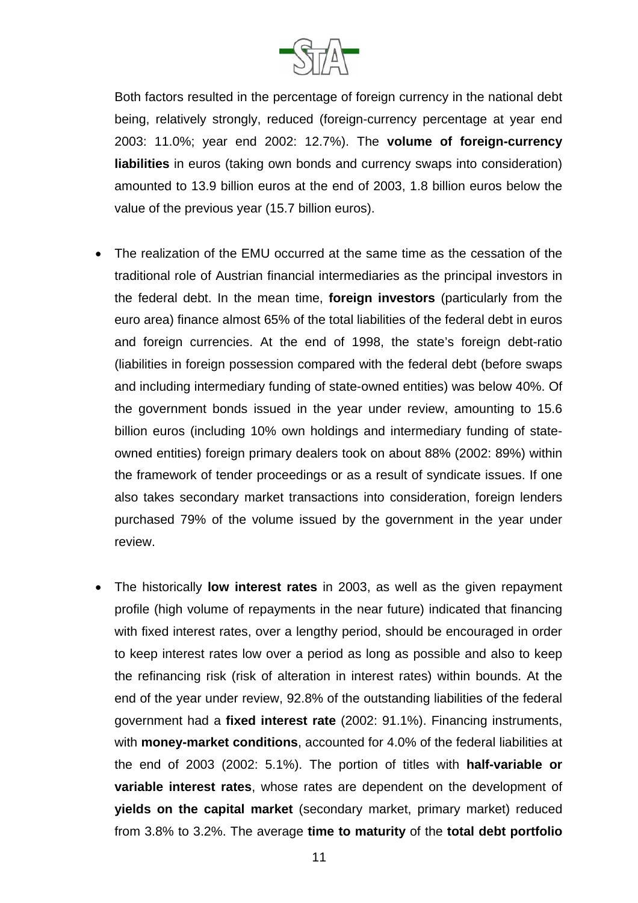Both factors resulted in the percentage of foreign currency in the national debt being, relatively strongly, reduced (foreign-currency percentage at year end 2003: 11.0%; year end 2002: 12.7%). The **volume of foreign-currency liabilities** in euros (taking own bonds and currency swaps into consideration) amounted to 13.9 billion euros at the end of 2003, 1.8 billion euros below the value of the previous year (15.7 billion euros).

- The realization of the EMU occurred at the same time as the cessation of the traditional role of Austrian financial intermediaries as the principal investors in the federal debt. In the mean time, **foreign investors** (particularly from the euro area) finance almost 65% of the total liabilities of the federal debt in euros and foreign currencies. At the end of 1998, the state's foreign debt-ratio (liabilities in foreign possession compared with the federal debt (before swaps and including intermediary funding of state-owned entities) was below 40%. Of the government bonds issued in the year under review, amounting to 15.6 billion euros (including 10% own holdings and intermediary funding of state-owned entities) foreign primary dealers took on about 88% (2002: 89%) within the framework of tender proceedings or as a result of syndicate issues. If one also takes secondary market transactions into consideration, foreign lenders purchased 79% of the volume issued by the government in the year under review.

- The historically **low interest rates** in 2003, as well as the given repayment profile (high volume of repayments in the near future) indicated that financing with fixed interest rates, over a lengthy period, should be encouraged in order to keep interest rates low over a period as long as possible and also to keep the refinancing risk (risk of alteration in interest rates) within bounds. At the end of the year under review, 92.8% of the outstanding liabilities of the federal government had a **fixed interest rate** (2002: 91.1%). Financing instruments, with **money-market conditions**, accounted for 4.0% of the federal liabilities at the end of 2003 (2002: 5.1%). The portion of titles with **half-variable or variable interest rates**, whose rates are dependent on the development of **yields on the capital market** (secondary market, primary market) reduced from 3.8% to 3.2%. The average **time to maturity** of the **total debt portfolio**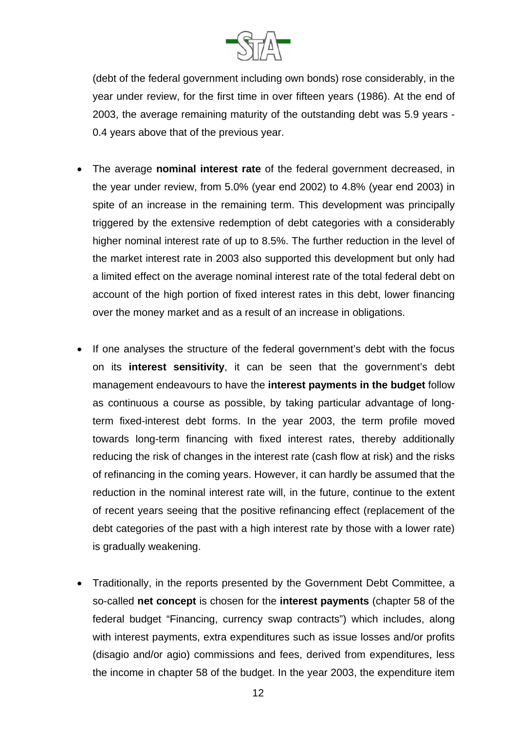(debt of the federal government including own bonds) rose considerably, in the year under review, for the first time in over fifteen years (1986). At the end of 2003, the average remaining maturity of the outstanding debt was 5.9 years - 0.4 years above that of the previous year.

- The average **nominal interest rate** of the federal government decreased, in the year under review, from 5.0% (year end 2002) to 4.8% (year end 2003) in spite of an increase in the remaining term. This development was principally triggered by the extensive redemption of debt categories with a considerably higher nominal interest rate of up to 8.5%. The further reduction in the level of the market interest rate in 2003 also supported this development but only had a limited effect on the average nominal interest rate of the total federal debt on account of the high portion of fixed interest rates in this debt, lower financing over the money market and as a result of an increase in obligations.

- If one analyses the structure of the federal government's debt with the focus on its **interest sensitivity**, it can be seen that the government's debt management endeavours to have the **interest payments in the budget** follow as continuous a course as possible, by taking particular advantage of long-term fixed-interest debt forms. In the year 2003, the term profile moved towards long-term financing with fixed interest rates, thereby additionally reducing the risk of changes in the interest rate (cash flow at risk) and the risks of refinancing in the coming years. However, it can hardly be assumed that the reduction in the nominal interest rate will, in the future, continue to the extent of recent years seeing that the positive refinancing effect (replacement of the debt categories of the past with a high interest rate by those with a lower rate) is gradually weakening.

- Traditionally, in the reports presented by the Government Debt Committee, a so-called **net concept** is chosen for the **interest payments** (chapter 58 of the federal budget "Financing, currency swap contracts") which includes, along with interest payments, extra expenditures such as issue losses and/or profits (disagio and/or agio) commissions and fees, derived from expenditures, less the income in chapter 58 of the budget. In the year 2003, the expenditure item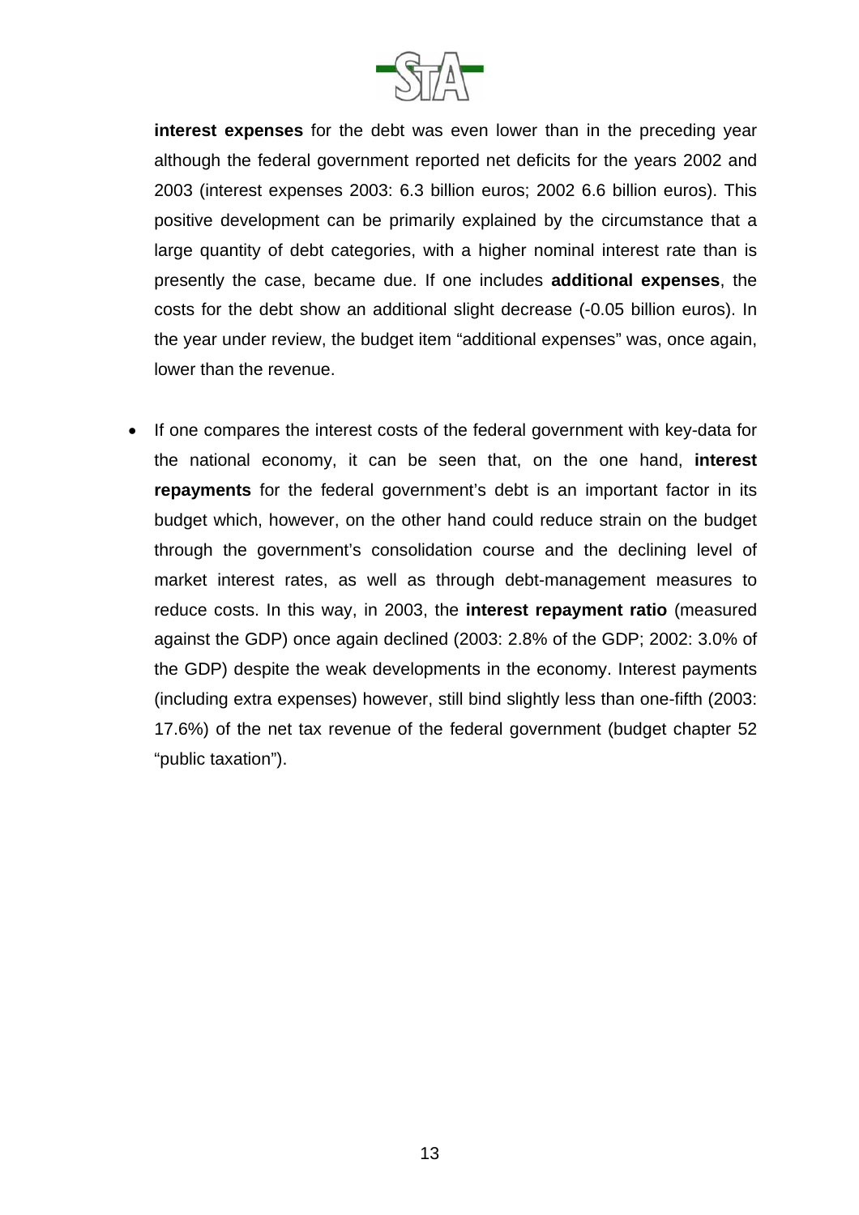**interest expenses** for the debt was even lower than in the preceding year although the federal government reported net deficits for the years 2002 and 2003 (interest expenses 2003: 6.3 billion euros; 2002 6.6 billion euros). This positive development can be primarily explained by the circumstance that a large quantity of debt categories, with a higher nominal interest rate than is presently the case, became due. If one includes **additional expenses**, the costs for the debt show an additional slight decrease (-0.05 billion euros). In the year under review, the budget item "additional expenses" was, once again, lower than the revenue.

- If one compares the interest costs of the federal government with key-data for the national economy, it can be seen that, on the one hand, **interest repayments** for the federal government's debt is an important factor in its budget which, however, on the other hand could reduce strain on the budget through the government's consolidation course and the declining level of market interest rates, as well as through debt-management measures to reduce costs. In this way, in 2003, the **interest repayment ratio** (measured against the GDP) once again declined (2003: 2.8% of the GDP; 2002: 3.0% of the GDP) despite the weak developments in the economy. Interest payments (including extra expenses) however, still bind slightly less than one-fifth (2003: 17.6%) of the net tax revenue of the federal government (budget chapter 52 "public taxation").